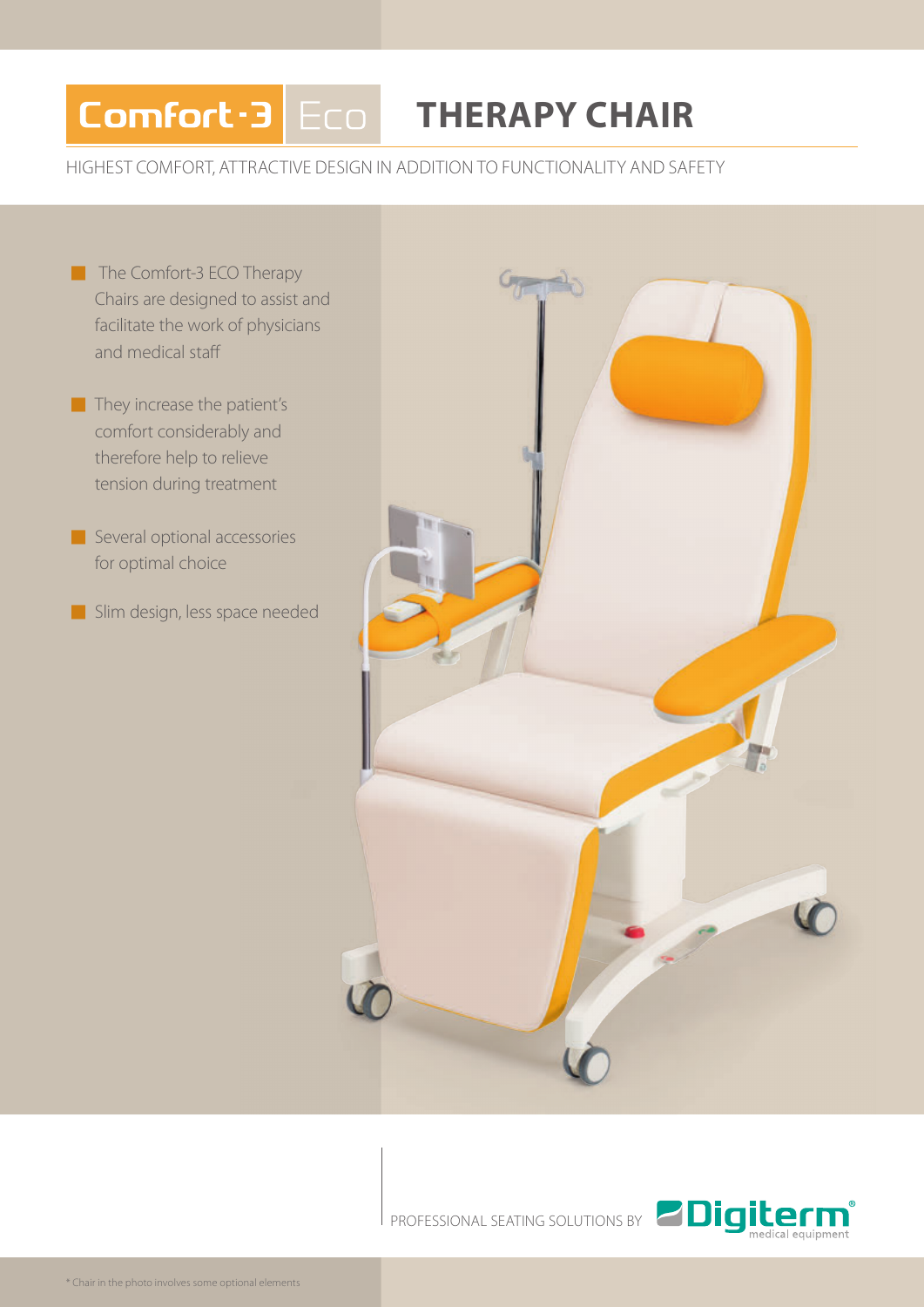# Comfort-3 Eco THERAPY CHAIR

HIGHEST COMFORT, ATTRACTIVE DESIGN IN ADDITION TO FUNCTIONALITY AND SAFETY

- The Comfort-3 ECO Therapy Chairs are designed to assist and facilitate the work of physicians and medical staff
- They increase the patient's comfort considerably and therefore help to relieve tension during treatment
- Several optional accessories for optimal choice
- Slim design, less space needed

PROFESSIONAL SEATING SOLUTIONS BY Digiterm® medical equipment

* Chair in the photo involves some optional elements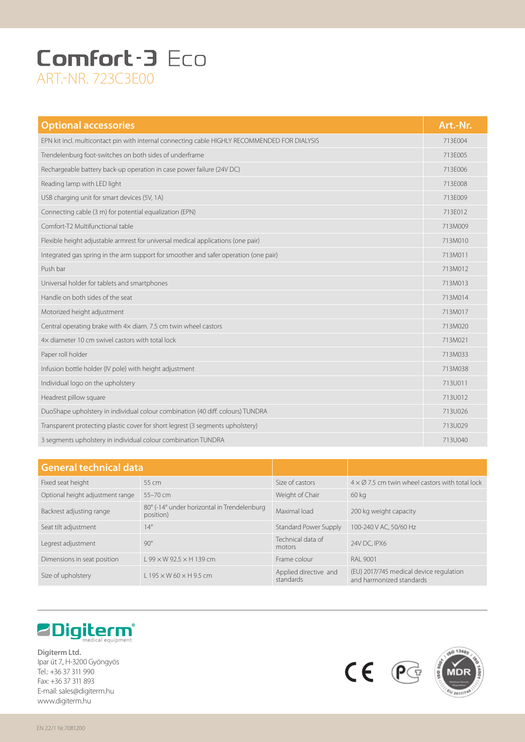# Comfort-3 Eco

ART.-NR. 723C3E00

| Optional accessories | Art.-Nr. |
|---|---|
| EPN kit incl. multicontact pin with internal connecting cable HIGHLY RECOMMENDED FOR DIALYSIS | 713E004 |
| Trendelenburg foot-switches on both sides of underframe | 713E005 |
| Rechargeable battery back-up operation in case power failure (24V DC) | 713E006 |
| Reading lamp with LED light | 713E008 |
| USB charging unit for smart devices (5V, 1A) | 713E009 |
| Connecting cable (3 m) for potential equalization (EPN) | 713E012 |
| Comfort-T2 Multifunctional table | 713M009 |
| Flexible height adjustable armrest for universal medical applications (one pair) | 713M010 |
| Integrated gas spring in the arm support for smoother and safer operation (one pair) | 713M011 |
| Push bar | 713M012 |
| Universal holder for tablets and smartphones | 713M013 |
| Handle on both sides of the seat | 713M014 |
| Motorized height adjustment | 713M017 |
| Central operating brake with 4× diam. 7.5 cm twin wheel castors | 713M020 |
| 4× diameter 10 cm swivel castors with total lock | 713M021 |
| Paper roll holder | 713M033 |
| Infusion bottle holder (IV pole) with height adjustment | 713M038 |
| Individual logo on the upholstery | 713U011 |
| Headrest pillow square | 713U012 |
| DuoShape upholstery in individual colour combination (40 diff. colours) TUNDRA | 713U026 |
| Transparent protecting plastic cover for short legrest (3 segments upholstery) | 713U029 |
| 3 segments upholstery in individual colour combination TUNDRA | 713U040 |

| General technical data | | | |
|---|---|---|---|
| Fixed seat height | 55 cm | Size of castors | 4 × Ø 7.5 cm twin wheel castors with total lock |
| Optional height adjustment range | 55–70 cm | Weight of Chair | 60 kg |
| Backrest adjusting range | 80° (-14° under horizontal in Trendelenburg position) | Maximal load | 200 kg weight capacity |
| Seat tilt adjustment | 14° | Standard Power Supply | 100-240 V AC, 50/60 Hz |
| Legrest adjustment | 90° | Technical data of motors | 24V DC, IPX6 |
| Dimensions in seat position | L 99 × W 92.5 × H 139 cm | Frame colour | RAL 9001 |
| Size of upholstery | L 195 × W 60 × H 9.5 cm | Applied directive and standards | (EU) 2017/745 medical device regulation and harmonized standards |

Digiterm medical equipment

**Digiterm Ltd.**
Ipar út 7., H-3200 Gyöngyös
Tel.: +36 37 311 990
Fax: +36 37 311 893
E-mail: sales@digiterm.hu
www.digiterm.hu

EN 22/1 Nr.7081200